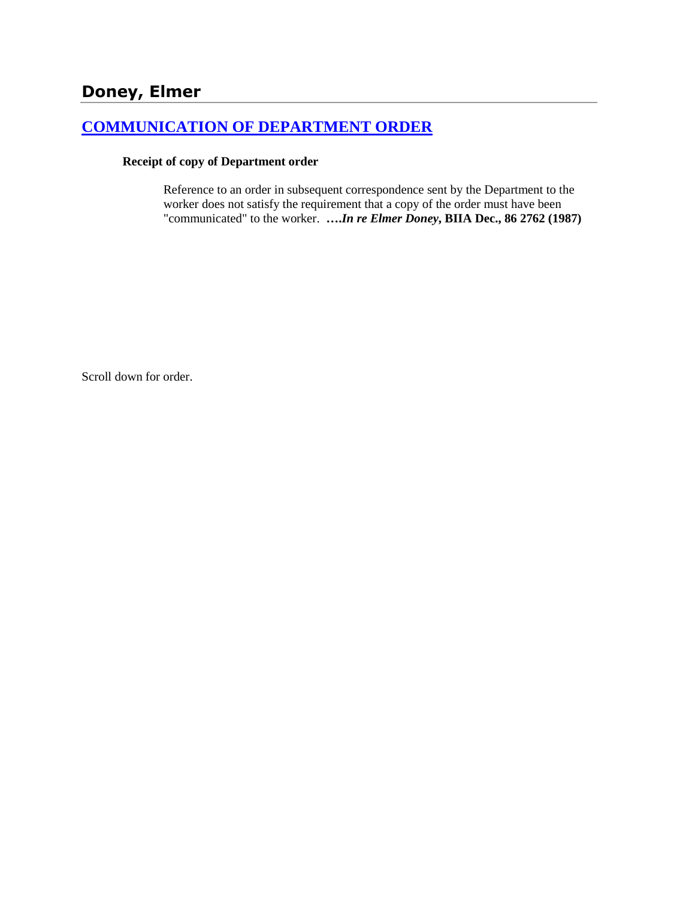# Doney, Elmer

## [COMMUNICATION OF DEPARTMENT ORDER]

**Receipt of copy of Department order**

> Reference to an order in subsequent correspondence sent by the Department to the worker does not satisfy the requirement that a copy of the order must have been "communicated" to the worker. ***….In re Elmer Doney*, BIIA Dec., 86 2762 (1987)**

Scroll down for order.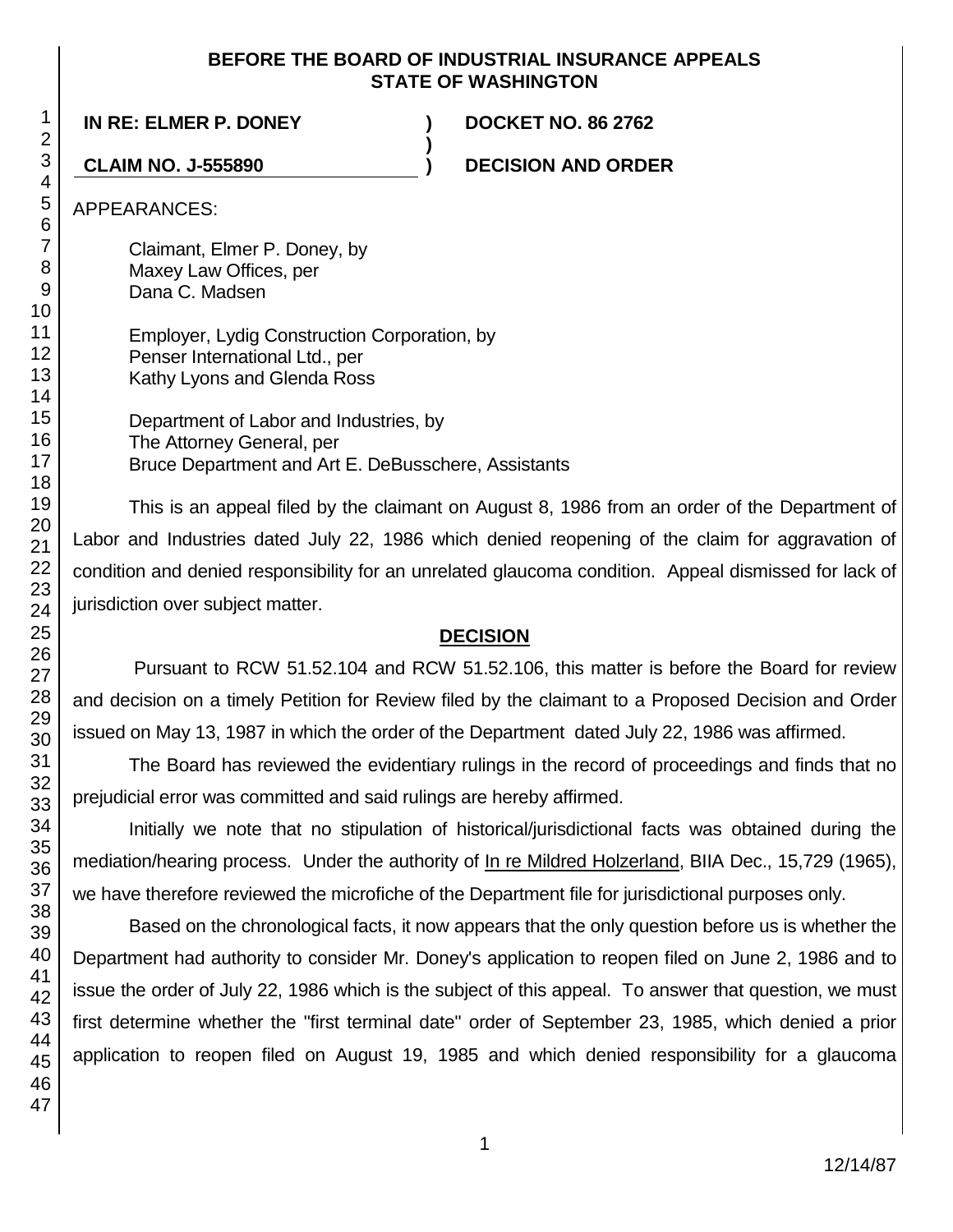**BEFORE THE BOARD OF INDUSTRIAL INSURANCE APPEALS**
**STATE OF WASHINGTON**

| | | |
|---|---|---|
| **IN RE: ELMER P. DONEY** | **)** | **DOCKET NO. 86 2762** |
| | **)** | |
| **CLAIM NO. J-555890** | **)** | **DECISION AND ORDER** |

APPEARANCES:

Claimant, Elmer P. Doney, by
Maxey Law Offices, per
Dana C. Madsen

Employer, Lydig Construction Corporation, by
Penser International Ltd., per
Kathy Lyons and Glenda Ross

Department of Labor and Industries, by
The Attorney General, per
Bruce Department and Art E. DeBusschere, Assistants

This is an appeal filed by the claimant on August 8, 1986 from an order of the Department of Labor and Industries dated July 22, 1986 which denied reopening of the claim for aggravation of condition and denied responsibility for an unrelated glaucoma condition. Appeal dismissed for lack of jurisdiction over subject matter.

## DECISION

Pursuant to RCW 51.52.104 and RCW 51.52.106, this matter is before the Board for review and decision on a timely Petition for Review filed by the claimant to a Proposed Decision and Order issued on May 13, 1987 in which the order of the Department dated July 22, 1986 was affirmed.

The Board has reviewed the evidentiary rulings in the record of proceedings and finds that no prejudicial error was committed and said rulings are hereby affirmed.

Initially we note that no stipulation of historical/jurisdictional facts was obtained during the mediation/hearing process. Under the authority of In re Mildred Holzerland, BIIA Dec., 15,729 (1965), we have therefore reviewed the microfiche of the Department file for jurisdictional purposes only.

Based on the chronological facts, it now appears that the only question before us is whether the Department had authority to consider Mr. Doney's application to reopen filed on June 2, 1986 and to issue the order of July 22, 1986 which is the subject of this appeal. To answer that question, we must first determine whether the "first terminal date" order of September 23, 1985, which denied a prior application to reopen filed on August 19, 1985 and which denied responsibility for a glaucoma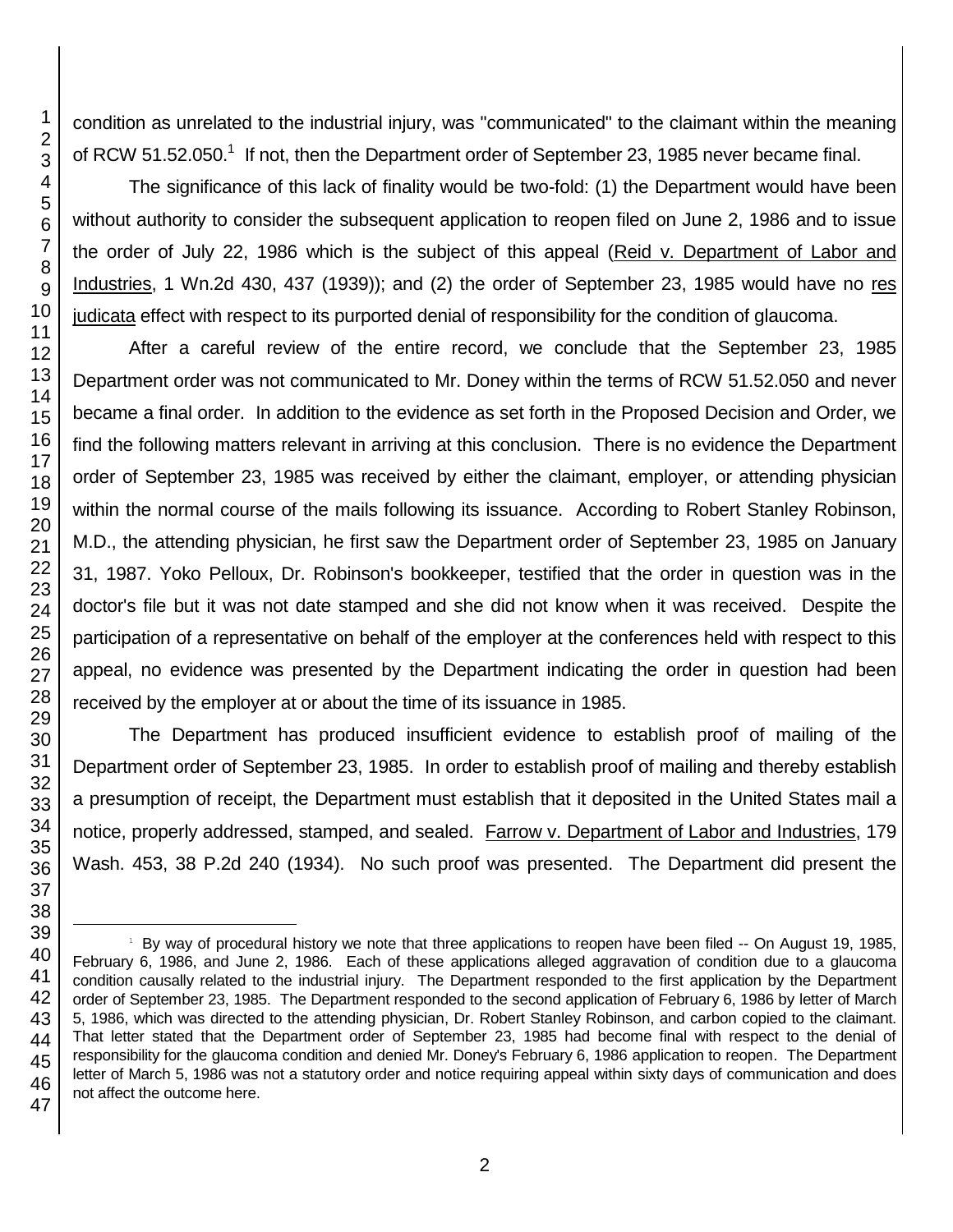condition as unrelated to the industrial injury, was "communicated" to the claimant within the meaning of RCW 51.52.050.[1] If not, then the Department order of September 23, 1985 never became final.

The significance of this lack of finality would be two-fold: (1) the Department would have been without authority to consider the subsequent application to reopen filed on June 2, 1986 and to issue the order of July 22, 1986 which is the subject of this appeal (Reid v. Department of Labor and Industries, 1 Wn.2d 430, 437 (1939)); and (2) the order of September 23, 1985 would have no res judicata effect with respect to its purported denial of responsibility for the condition of glaucoma.

After a careful review of the entire record, we conclude that the September 23, 1985 Department order was not communicated to Mr. Doney within the terms of RCW 51.52.050 and never became a final order. In addition to the evidence as set forth in the Proposed Decision and Order, we find the following matters relevant in arriving at this conclusion. There is no evidence the Department order of September 23, 1985 was received by either the claimant, employer, or attending physician within the normal course of the mails following its issuance. According to Robert Stanley Robinson, M.D., the attending physician, he first saw the Department order of September 23, 1985 on January 31, 1987. Yoko Pelloux, Dr. Robinson's bookkeeper, testified that the order in question was in the doctor's file but it was not date stamped and she did not know when it was received. Despite the participation of a representative on behalf of the employer at the conferences held with respect to this appeal, no evidence was presented by the Department indicating the order in question had been received by the employer at or about the time of its issuance in 1985.

The Department has produced insufficient evidence to establish proof of mailing of the Department order of September 23, 1985. In order to establish proof of mailing and thereby establish a presumption of receipt, the Department must establish that it deposited in the United States mail a notice, properly addressed, stamped, and sealed. Farrow v. Department of Labor and Industries, 179 Wash. 453, 38 P.2d 240 (1934). No such proof was presented. The Department did present the

---

[1] By way of procedural history we note that three applications to reopen have been filed -- On August 19, 1985, February 6, 1986, and June 2, 1986. Each of these applications alleged aggravation of condition due to a glaucoma condition causally related to the industrial injury. The Department responded to the first application by the Department order of September 23, 1985. The Department responded to the second application of February 6, 1986 by letter of March 5, 1986, which was directed to the attending physician, Dr. Robert Stanley Robinson, and carbon copied to the claimant. That letter stated that the Department order of September 23, 1985 had become final with respect to the denial of responsibility for the glaucoma condition and denied Mr. Doney's February 6, 1986 application to reopen. The Department letter of March 5, 1986 was not a statutory order and notice requiring appeal within sixty days of communication and does not affect the outcome here.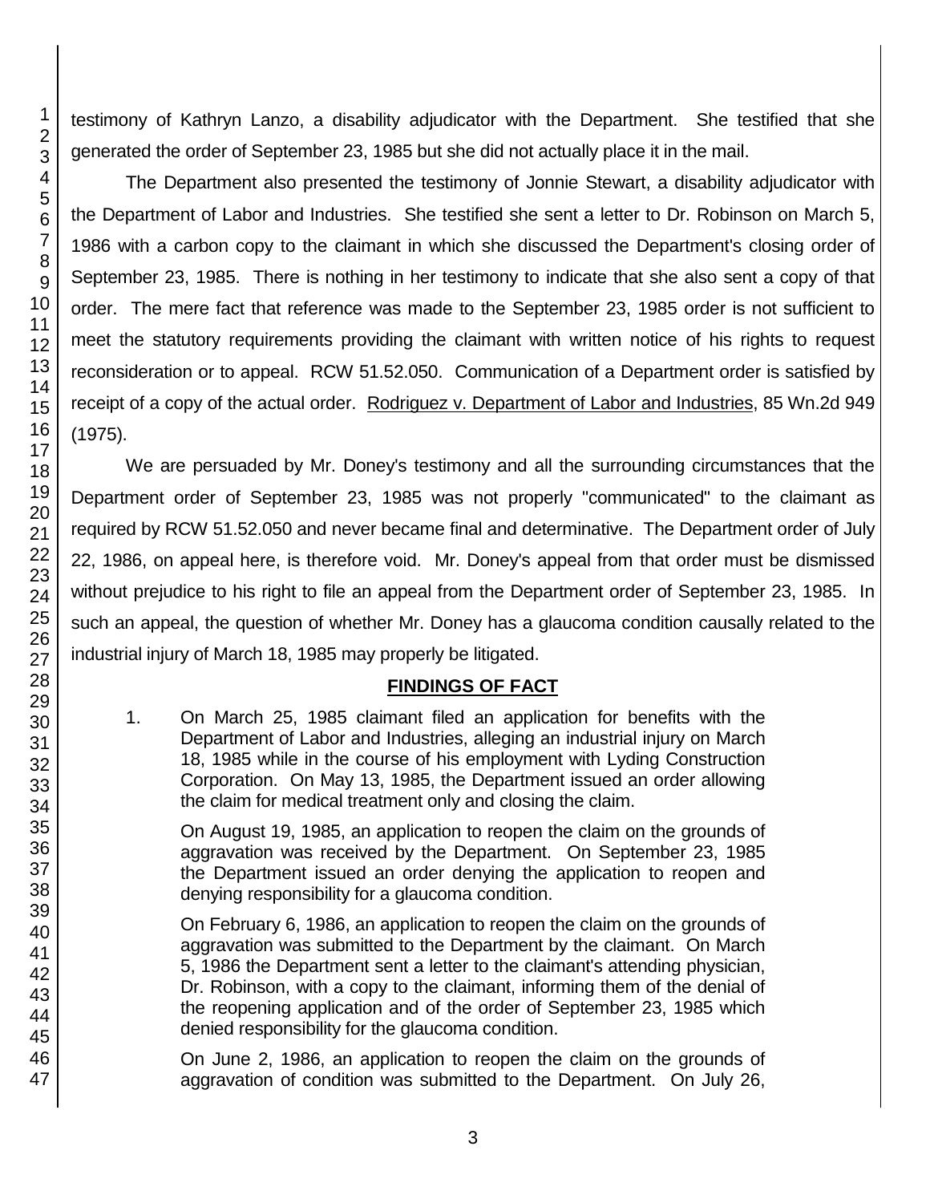testimony of Kathryn Lanzo, a disability adjudicator with the Department. She testified that she generated the order of September 23, 1985 but she did not actually place it in the mail.

The Department also presented the testimony of Jonnie Stewart, a disability adjudicator with the Department of Labor and Industries. She testified she sent a letter to Dr. Robinson on March 5, 1986 with a carbon copy to the claimant in which she discussed the Department's closing order of September 23, 1985. There is nothing in her testimony to indicate that she also sent a copy of that order. The mere fact that reference was made to the September 23, 1985 order is not sufficient to meet the statutory requirements providing the claimant with written notice of his rights to request reconsideration or to appeal. RCW 51.52.050. Communication of a Department order is satisfied by receipt of a copy of the actual order. Rodriguez v. Department of Labor and Industries, 85 Wn.2d 949 (1975).

We are persuaded by Mr. Doney's testimony and all the surrounding circumstances that the Department order of September 23, 1985 was not properly "communicated" to the claimant as required by RCW 51.52.050 and never became final and determinative. The Department order of July 22, 1986, on appeal here, is therefore void. Mr. Doney's appeal from that order must be dismissed without prejudice to his right to file an appeal from the Department order of September 23, 1985. In such an appeal, the question of whether Mr. Doney has a glaucoma condition causally related to the industrial injury of March 18, 1985 may properly be litigated.

## FINDINGS OF FACT

1. On March 25, 1985 claimant filed an application for benefits with the Department of Labor and Industries, alleging an industrial injury on March 18, 1985 while in the course of his employment with Lyding Construction Corporation. On May 13, 1985, the Department issued an order allowing the claim for medical treatment only and closing the claim.

   On August 19, 1985, an application to reopen the claim on the grounds of aggravation was received by the Department. On September 23, 1985 the Department issued an order denying the application to reopen and denying responsibility for a glaucoma condition.

   On February 6, 1986, an application to reopen the claim on the grounds of aggravation was submitted to the Department by the claimant. On March 5, 1986 the Department sent a letter to the claimant's attending physician, Dr. Robinson, with a copy to the claimant, informing them of the denial of the reopening application and of the order of September 23, 1985 which denied responsibility for the glaucoma condition.

   On June 2, 1986, an application to reopen the claim on the grounds of aggravation of condition was submitted to the Department. On July 26,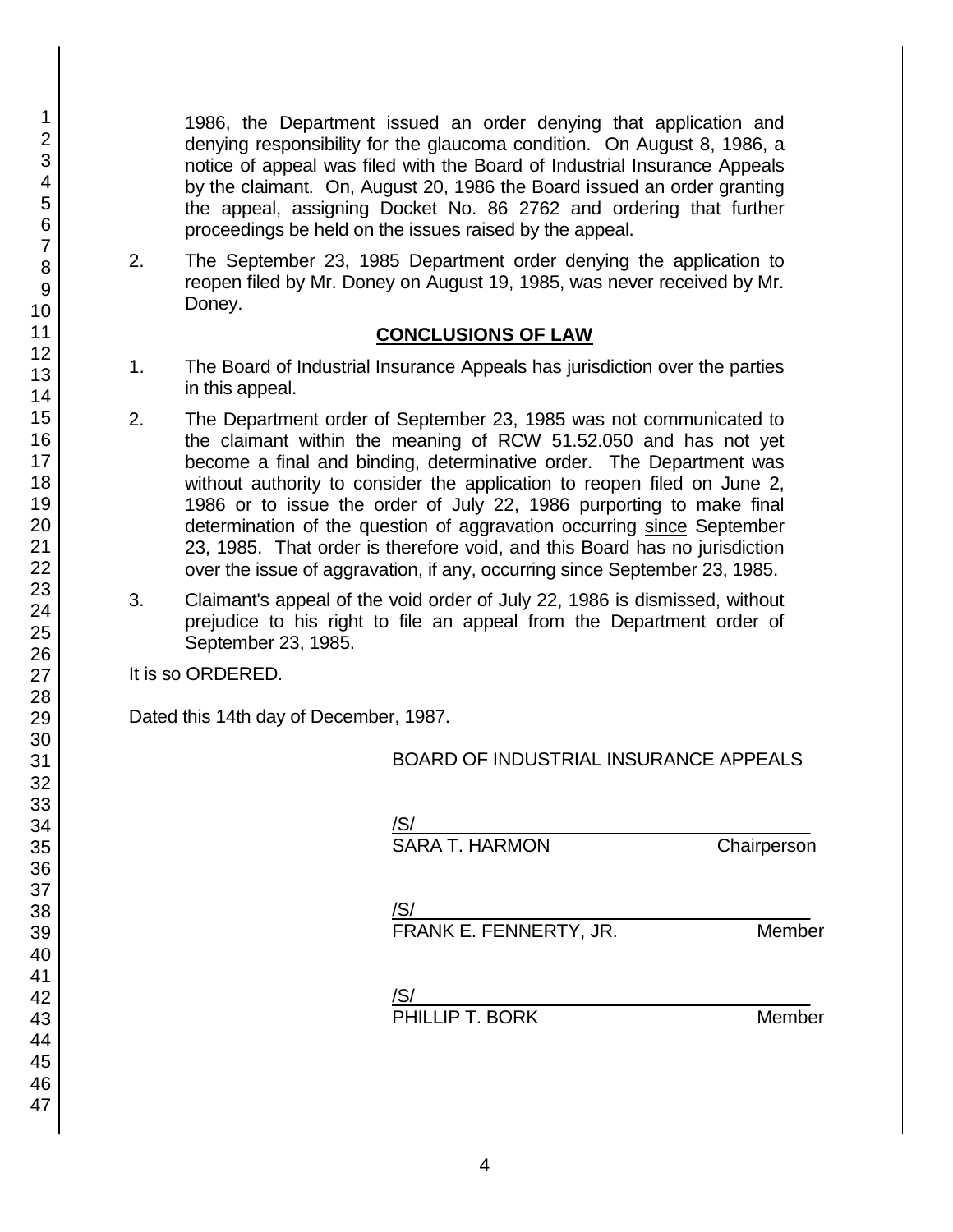1986, the Department issued an order denying that application and denying responsibility for the glaucoma condition. On August 8, 1986, a notice of appeal was filed with the Board of Industrial Insurance Appeals by the claimant. On, August 20, 1986 the Board issued an order granting the appeal, assigning Docket No. 86 2762 and ordering that further proceedings be held on the issues raised by the appeal.

2. The September 23, 1985 Department order denying the application to reopen filed by Mr. Doney on August 19, 1985, was never received by Mr. Doney.

## CONCLUSIONS OF LAW

1. The Board of Industrial Insurance Appeals has jurisdiction over the parties in this appeal.

2. The Department order of September 23, 1985 was not communicated to the claimant within the meaning of RCW 51.52.050 and has not yet become a final and binding, determinative order. The Department was without authority to consider the application to reopen filed on June 2, 1986 or to issue the order of July 22, 1986 purporting to make final determination of the question of aggravation occurring since September 23, 1985. That order is therefore void, and this Board has no jurisdiction over the issue of aggravation, if any, occurring since September 23, 1985.

3. Claimant's appeal of the void order of July 22, 1986 is dismissed, without prejudice to his right to file an appeal from the Department order of September 23, 1985.

It is so ORDERED.

Dated this 14th day of December, 1987.

BOARD OF INDUSTRIAL INSURANCE APPEALS

/S/
SARA T. HARMON Chairperson

/S/
FRANK E. FENNERTY, JR. Member

/S/
PHILLIP T. BORK Member